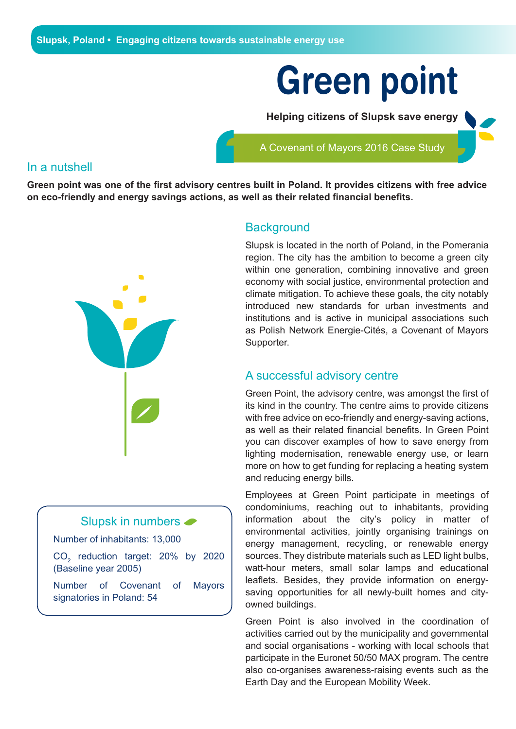Slupsk, Poland • Engaging citizens towards sustainable energy use

# Green point

**Helping citizens of Slupsk save energy**

A Covenant of Mayors 2016 Case Study

## In a nutshell

**Green point was one of the first advisory centres built in Poland. It provides citizens with free advice on eco-friendly and energy savings actions, as well as their related financial benefits.**

## Background

Slupsk is located in the north of Poland, in the Pomerania region. The city has the ambition to become a green city within one generation, combining innovative and green economy with social justice, environmental protection and climate mitigation. To achieve these goals, the city notably introduced new standards for urban investments and institutions and is active in municipal associations such as Polish Network Energie-Cités, a Covenant of Mayors Supporter.

## A successful advisory centre

Green Point, the advisory centre, was amongst the first of its kind in the country. The centre aims to provide citizens with free advice on eco-friendly and energy-saving actions, as well as their related financial benefits. In Green Point you can discover examples of how to save energy from lighting modernisation, renewable energy use, or learn more on how to get funding for replacing a heating system and reducing energy bills.

Employees at Green Point participate in meetings of condominiums, reaching out to inhabitants, providing information about the city's policy in matter of environmental activities, jointly organising trainings on energy management, recycling, or renewable energy sources. They distribute materials such as LED light bulbs, watt-hour meters, small solar lamps and educational leaflets. Besides, they provide information on energy-saving opportunities for all newly-built homes and city-owned buildings.

Green Point is also involved in the coordination of activities carried out by the municipality and governmental and social organisations - working with local schools that participate in the Euronet 50/50 MAX program. The centre also co-organises awareness-raising events such as the Earth Day and the European Mobility Week.

### Slupsk in numbers

Number of inhabitants: 13,000

$CO_2$ reduction target: 20% by 2020 (Baseline year 2005)

Number of Covenant of Mayors signatories in Poland: 54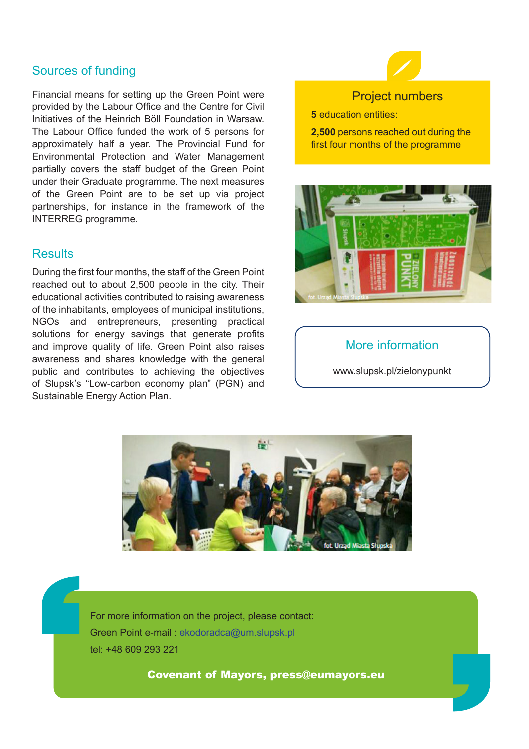## Sources of funding

Financial means for setting up the Green Point were provided by the Labour Office and the Centre for Civil Initiatives of the Heinrich Böll Foundation in Warsaw. The Labour Office funded the work of 5 persons for approximately half a year. The Provincial Fund for Environmental Protection and Water Management partially covers the staff budget of the Green Point under their Graduate programme. The next measures of the Green Point are to be set up via project partnerships, for instance in the framework of the INTERREG programme.

## Results

During the first four months, the staff of the Green Point reached out to about 2,500 people in the city. Their educational activities contributed to raising awareness of the inhabitants, employees of municipal institutions, NGOs and entrepreneurs, presenting practical solutions for energy savings that generate profits and improve quality of life. Green Point also raises awareness and shares knowledge with the general public and contributes to achieving the objectives of Slupsk's "Low-carbon economy plan" (PGN) and Sustainable Energy Action Plan.

## Project numbers

**5** education entities:

**2,500** persons reached out during the first four months of the programme

fot. Urząd Miasta Słupska

## More information

www.slupsk.pl/zielonypunkt

fot. Urząd Miasta Słupska

For more information on the project, please contact:
Green Point e-mail : ekodoradca@um.slupsk.pl
tel: +48 609 293 221

**Covenant of Mayors, press@eumayors.eu**